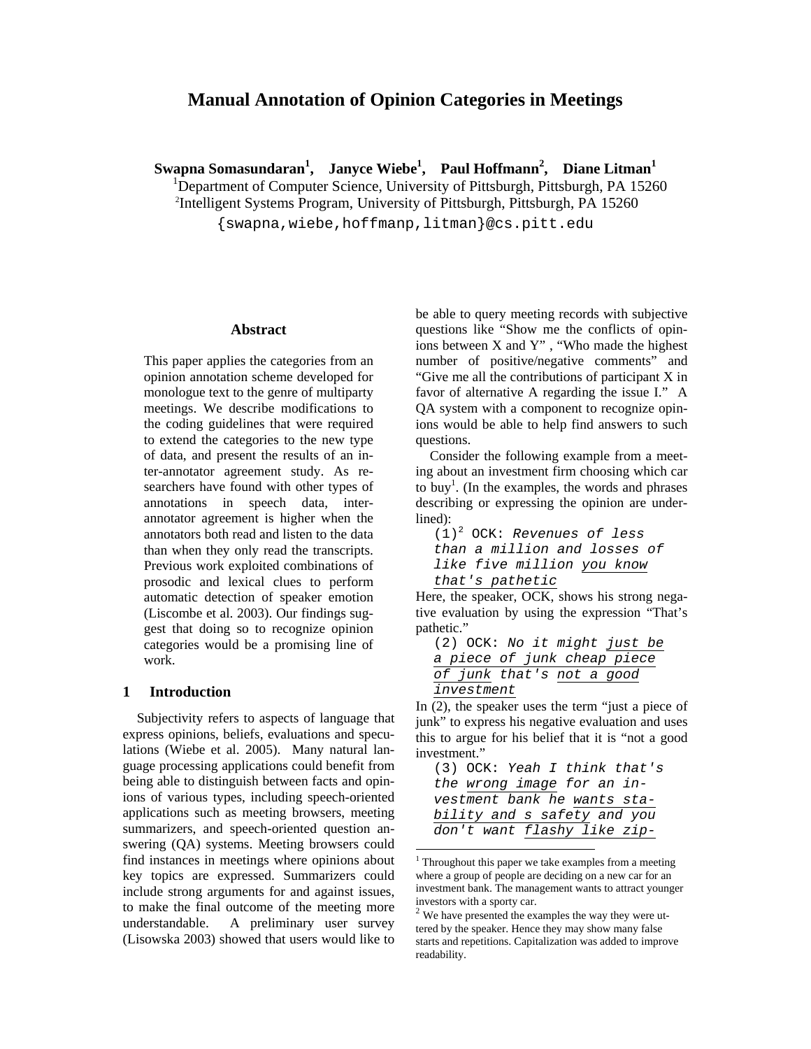# Manual Annotation of Opinion Categories in Meetings

**Swapna Somasundaran[1], Janyce Wiebe[1], Paul Hoffmann[2], Diane Litman[1]**

[1]Department of Computer Science, University of Pittsburgh, Pittsburgh, PA 15260
[2]Intelligent Systems Program, University of Pittsburgh, Pittsburgh, PA 15260

{swapna,wiebe,hoffmanp,litman}@cs.pitt.edu

## Abstract

This paper applies the categories from an opinion annotation scheme developed for monologue text to the genre of multiparty meetings. We describe modifications to the coding guidelines that were required to extend the categories to the new type of data, and present the results of an inter-annotator agreement study. As researchers have found with other types of annotations in speech data, inter-annotator agreement is higher when the annotators both read and listen to the data than when they only read the transcripts. Previous work exploited combinations of prosodic and lexical clues to perform automatic detection of speaker emotion (Liscombe et al. 2003). Our findings suggest that doing so to recognize opinion categories would be a promising line of work.

## 1 Introduction

Subjectivity refers to aspects of language that express opinions, beliefs, evaluations and speculations (Wiebe et al. 2005). Many natural language processing applications could benefit from being able to distinguish between facts and opinions of various types, including speech-oriented applications such as meeting browsers, meeting summarizers, and speech-oriented question answering (QA) systems. Meeting browsers could find instances in meetings where opinions about key topics are expressed. Summarizers could include strong arguments for and against issues, to make the final outcome of the meeting more understandable. A preliminary user survey (Lisowska 2003) showed that users would like to be able to query meeting records with subjective questions like "Show me the conflicts of opinions between X and Y" , "Who made the highest number of positive/negative comments" and "Give me all the contributions of participant X in favor of alternative A regarding the issue I." A QA system with a component to recognize opinions would be able to help find answers to such questions.

Consider the following example from a meeting about an investment firm choosing which car to buy[1]. (In the examples, the words and phrases describing or expressing the opinion are underlined):

(1)[2] OCK: *Revenues of less than a million and losses of like five million <u>you know that's pathetic</u>*

Here, the speaker, OCK, shows his strong negative evaluation by using the expression "That's pathetic."

(2) OCK: *No it might <u>just be a piece of junk cheap piece of junk</u> that's <u>not a good investment</u>*

In (2), the speaker uses the term "just a piece of junk" to express his negative evaluation and uses this to argue for his belief that it is "not a good investment."

(3) OCK: *Yeah I think that's the <u>wrong image</u> for an investment bank he <u>wants stability and s safety</u> and you don't want <u>flashy like zip-</u>*

[1] Throughout this paper we take examples from a meeting where a group of people are deciding on a new car for an investment bank. The management wants to attract younger investors with a sporty car.

[2] We have presented the examples the way they were uttered by the speaker. Hence they may show many false starts and repetitions. Capitalization was added to improve readability.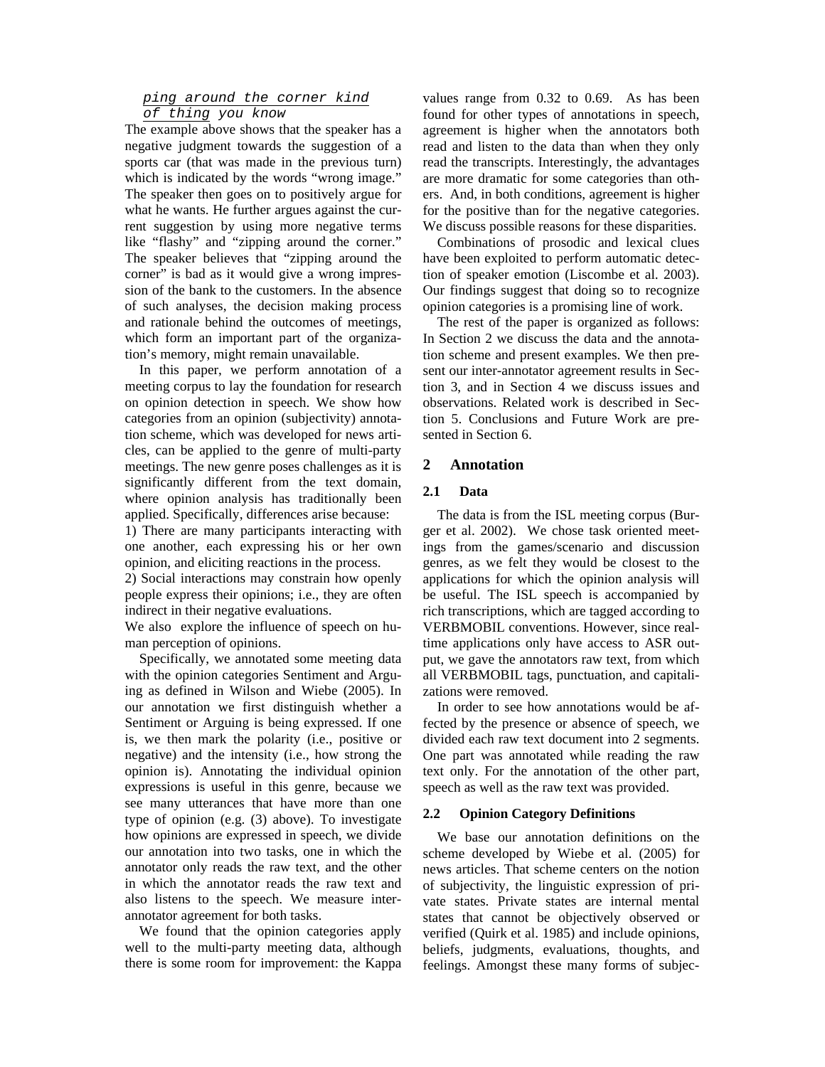ping around the corner kind of thing you know

The example above shows that the speaker has a negative judgment towards the suggestion of a sports car (that was made in the previous turn) which is indicated by the words "wrong image." The speaker then goes on to positively argue for what he wants. He further argues against the current suggestion by using more negative terms like "flashy" and "zipping around the corner." The speaker believes that "zipping around the corner" is bad as it would give a wrong impression of the bank to the customers. In the absence of such analyses, the decision making process and rationale behind the outcomes of meetings, which form an important part of the organization's memory, might remain unavailable.

In this paper, we perform annotation of a meeting corpus to lay the foundation for research on opinion detection in speech. We show how categories from an opinion (subjectivity) annotation scheme, which was developed for news articles, can be applied to the genre of multi-party meetings. The new genre poses challenges as it is significantly different from the text domain, where opinion analysis has traditionally been applied. Specifically, differences arise because:

1) There are many participants interacting with one another, each expressing his or her own opinion, and eliciting reactions in the process.

2) Social interactions may constrain how openly people express their opinions; i.e., they are often indirect in their negative evaluations.

We also explore the influence of speech on human perception of opinions.

Specifically, we annotated some meeting data with the opinion categories Sentiment and Arguing as defined in Wilson and Wiebe (2005). In our annotation we first distinguish whether a Sentiment or Arguing is being expressed. If one is, we then mark the polarity (i.e., positive or negative) and the intensity (i.e., how strong the opinion is). Annotating the individual opinion expressions is useful in this genre, because we see many utterances that have more than one type of opinion (e.g. (3) above). To investigate how opinions are expressed in speech, we divide our annotation into two tasks, one in which the annotator only reads the raw text, and the other in which the annotator reads the raw text and also listens to the speech. We measure inter-annotator agreement for both tasks.

We found that the opinion categories apply well to the multi-party meeting data, although there is some room for improvement: the Kappa values range from 0.32 to 0.69. As has been found for other types of annotations in speech, agreement is higher when the annotators both read and listen to the data than when they only read the transcripts. Interestingly, the advantages are more dramatic for some categories than others. And, in both conditions, agreement is higher for the positive than for the negative categories. We discuss possible reasons for these disparities.

Combinations of prosodic and lexical clues have been exploited to perform automatic detection of speaker emotion (Liscombe et al. 2003). Our findings suggest that doing so to recognize opinion categories is a promising line of work.

The rest of the paper is organized as follows: In Section 2 we discuss the data and the annotation scheme and present examples. We then present our inter-annotator agreement results in Section 3, and in Section 4 we discuss issues and observations. Related work is described in Section 5. Conclusions and Future Work are presented in Section 6.

## 2 Annotation

### 2.1 Data

The data is from the ISL meeting corpus (Burger et al. 2002). We chose task oriented meetings from the games/scenario and discussion genres, as we felt they would be closest to the applications for which the opinion analysis will be useful. The ISL speech is accompanied by rich transcriptions, which are tagged according to VERBMOBIL conventions. However, since real-time applications only have access to ASR output, we gave the annotators raw text, from which all VERBMOBIL tags, punctuation, and capitalizations were removed.

In order to see how annotations would be affected by the presence or absence of speech, we divided each raw text document into 2 segments. One part was annotated while reading the raw text only. For the annotation of the other part, speech as well as the raw text was provided.

### 2.2 Opinion Category Definitions

We base our annotation definitions on the scheme developed by Wiebe et al. (2005) for news articles. That scheme centers on the notion of subjectivity, the linguistic expression of private states. Private states are internal mental states that cannot be objectively observed or verified (Quirk et al. 1985) and include opinions, beliefs, judgments, evaluations, thoughts, and feelings. Amongst these many forms of subjec-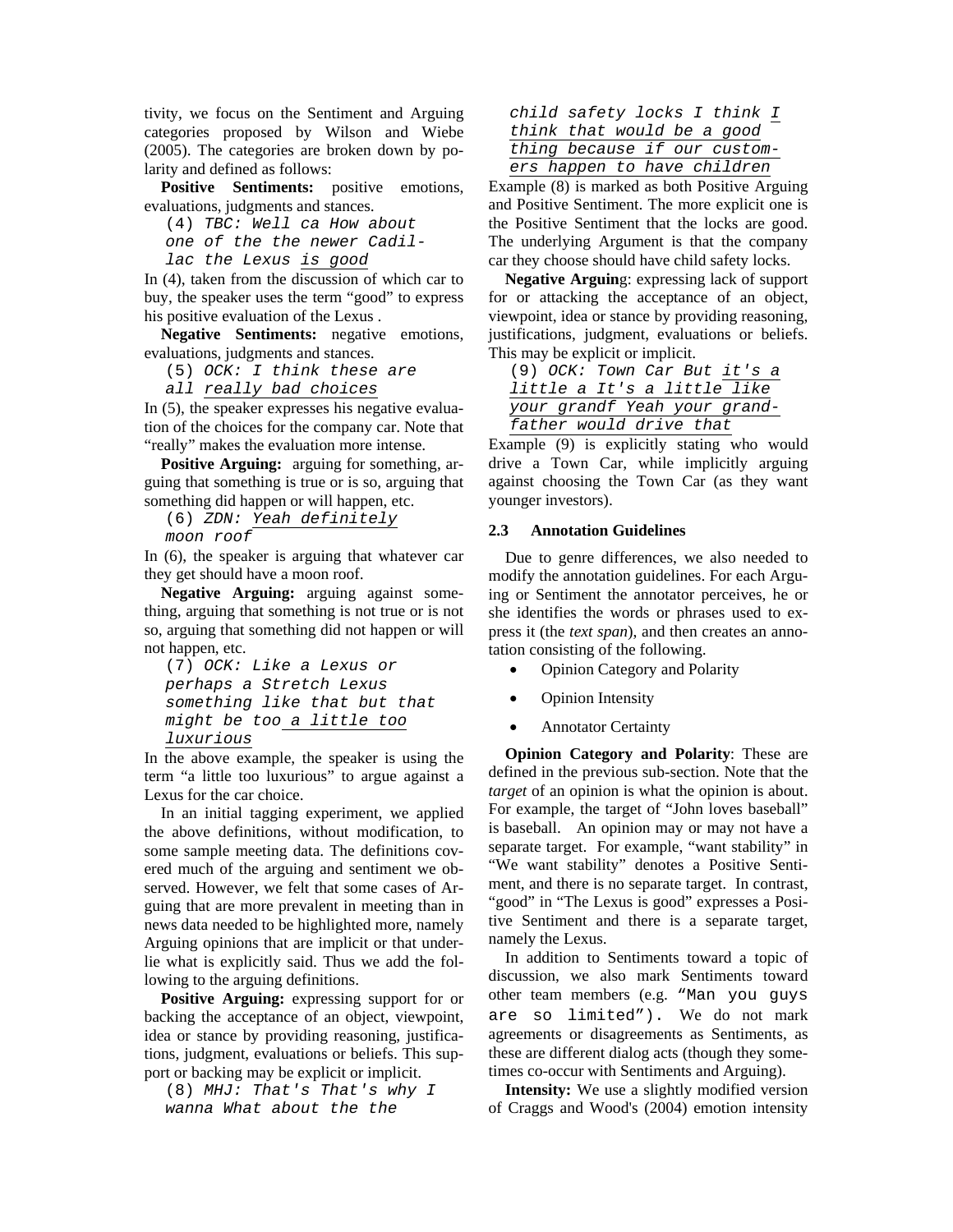tivity, we focus on the Sentiment and Arguing categories proposed by Wilson and Wiebe (2005). The categories are broken down by polarity and defined as follows:

**Positive Sentiments:** positive emotions, evaluations, judgments and stances.

(4) *TBC: Well ca How about one of the the newer Cadillac the Lexus is good*

In (4), taken from the discussion of which car to buy, the speaker uses the term "good" to express his positive evaluation of the Lexus .

**Negative Sentiments:** negative emotions, evaluations, judgments and stances.

(5) *OCK: I think these are all really bad choices*

In (5), the speaker expresses his negative evaluation of the choices for the company car. Note that "really" makes the evaluation more intense.

**Positive Arguing:** arguing for something, arguing that something is true or is so, arguing that something did happen or will happen, etc.

(6) *ZDN: Yeah definitely moon roof*

In (6), the speaker is arguing that whatever car they get should have a moon roof.

**Negative Arguing:** arguing against something, arguing that something is not true or is not so, arguing that something did not happen or will not happen, etc.

(7) *OCK: Like a Lexus or perhaps a Stretch Lexus something like that but that might be too a little too luxurious*

In the above example, the speaker is using the term "a little too luxurious" to argue against a Lexus for the car choice.

In an initial tagging experiment, we applied the above definitions, without modification, to some sample meeting data. The definitions covered much of the arguing and sentiment we observed. However, we felt that some cases of Arguing that are more prevalent in meeting than in news data needed to be highlighted more, namely Arguing opinions that are implicit or that underlie what is explicitly said. Thus we add the following to the arguing definitions.

**Positive Arguing:** expressing support for or backing the acceptance of an object, viewpoint, idea or stance by providing reasoning, justifications, judgment, evaluations or beliefs. This support or backing may be explicit or implicit.

(8) *MHJ: That's That's why I wanna What about the the child safety locks I think I think that would be a good thing because if our customers happen to have children*

Example (8) is marked as both Positive Arguing and Positive Sentiment. The more explicit one is the Positive Sentiment that the locks are good. The underlying Argument is that the company car they choose should have child safety locks.

**Negative Arguing**: expressing lack of support for or attacking the acceptance of an object, viewpoint, idea or stance by providing reasoning, justifications, judgment, evaluations or beliefs. This may be explicit or implicit.

(9) *OCK: Town Car But it's a little a It's a little like your grandf Yeah your grandfather would drive that*

Example (9) is explicitly stating who would drive a Town Car, while implicitly arguing against choosing the Town Car (as they want younger investors).

### 2.3 Annotation Guidelines

Due to genre differences, we also needed to modify the annotation guidelines. For each Arguing or Sentiment the annotator perceives, he or she identifies the words or phrases used to express it (the *text span*), and then creates an annotation consisting of the following.

- Opinion Category and Polarity
- Opinion Intensity
- Annotator Certainty

**Opinion Category and Polarity**: These are defined in the previous sub-section. Note that the *target* of an opinion is what the opinion is about. For example, the target of "John loves baseball" is baseball. An opinion may or may not have a separate target. For example, "want stability" in "We want stability" denotes a Positive Sentiment, and there is no separate target. In contrast, "good" in "The Lexus is good" expresses a Positive Sentiment and there is a separate target, namely the Lexus.

In addition to Sentiments toward a topic of discussion, we also mark Sentiments toward other team members (e.g. "Man you guys are so limited"). We do not mark agreements or disagreements as Sentiments, as these are different dialog acts (though they sometimes co-occur with Sentiments and Arguing).

**Intensity:** We use a slightly modified version of Craggs and Wood's (2004) emotion intensity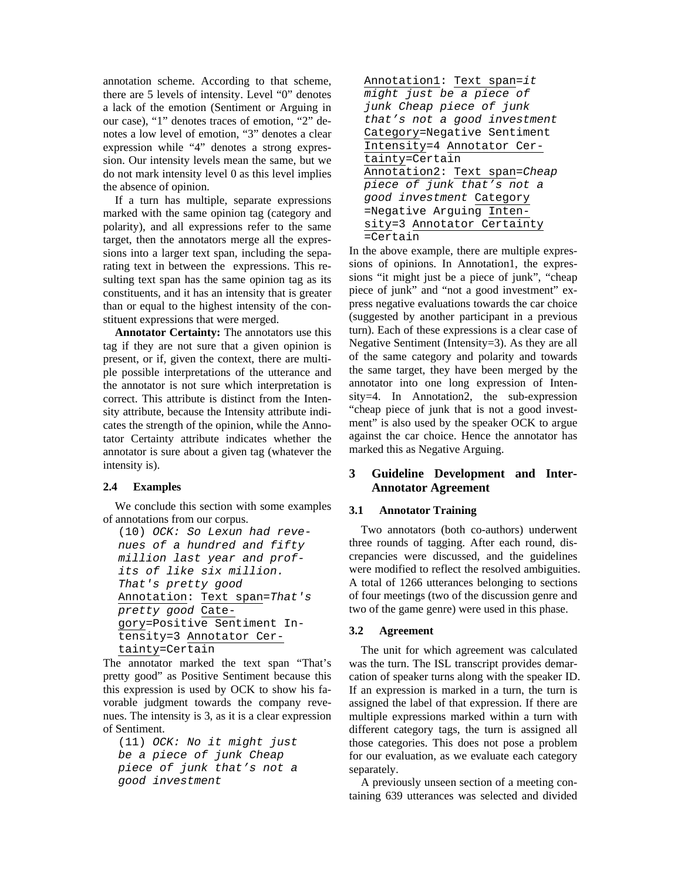annotation scheme. According to that scheme, there are 5 levels of intensity. Level "0" denotes a lack of the emotion (Sentiment or Arguing in our case), "1" denotes traces of emotion, "2" denotes a low level of emotion, "3" denotes a clear expression while "4" denotes a strong expression. Our intensity levels mean the same, but we do not mark intensity level 0 as this level implies the absence of opinion.

If a turn has multiple, separate expressions marked with the same opinion tag (category and polarity), and all expressions refer to the same target, then the annotators merge all the expressions into a larger text span, including the separating text in between the expressions. This resulting text span has the same opinion tag as its constituents, and it has an intensity that is greater than or equal to the highest intensity of the constituent expressions that were merged.

**Annotator Certainty:** The annotators use this tag if they are not sure that a given opinion is present, or if, given the context, there are multiple possible interpretations of the utterance and the annotator is not sure which interpretation is correct. This attribute is distinct from the Intensity attribute, because the Intensity attribute indicates the strength of the opinion, while the Annotator Certainty attribute indicates whether the annotator is sure about a given tag (whatever the intensity is).

### 2.4 Examples

We conclude this section with some examples of annotations from our corpus.

```
(10) OCK: So Lexun had revenues of a hundred and fifty million last year and profits of like six million. That's pretty good
Annotation: Text span=That's pretty good Category=Positive Sentiment Intensity=3 Annotator Certainty=Certain
```

The annotator marked the text span "That's pretty good" as Positive Sentiment because this this expression is used by OCK to show his favorable judgment towards the company revenues. The intensity is 3, as it is a clear expression of Sentiment.

```
(11) OCK: No it might just be a piece of junk Cheap piece of junk that's not a good investment
Annotation1: Text span=it might just be a piece of junk Cheap piece of junk that's not a good investment Category=Negative Sentiment Intensity=4 Annotator Certainty=Certain
Annotation2: Text span=Cheap piece of junk that's not a good investment Category =Negative Arguing Intensity=3 Annotator Certainty =Certain
```

In the above example, there are multiple expressions of opinions. In Annotation1, the expressions "it might just be a piece of junk", "cheap piece of junk" and "not a good investment" express negative evaluations towards the car choice (suggested by another participant in a previous turn). Each of these expressions is a clear case of Negative Sentiment (Intensity=3). As they are all of the same category and polarity and towards the same target, they have been merged by the annotator into one long expression of Intensity=4. In Annotation2, the sub-expression "cheap piece of junk that is not a good investment" is also used by the speaker OCK to argue against the car choice. Hence the annotator has marked this as Negative Arguing.

## 3 Guideline Development and Inter-Annotator Agreement

### 3.1 Annotator Training

Two annotators (both co-authors) underwent three rounds of tagging. After each round, discrepancies were discussed, and the guidelines were modified to reflect the resolved ambiguities. A total of 1266 utterances belonging to sections of four meetings (two of the discussion genre and two of the game genre) were used in this phase.

### 3.2 Agreement

The unit for which agreement was calculated was the turn. The ISL transcript provides demarcation of speaker turns along with the speaker ID. If an expression is marked in a turn, the turn is assigned the label of that expression. If there are multiple expressions marked within a turn with different category tags, the turn is assigned all those categories. This does not pose a problem for our evaluation, as we evaluate each category separately.

A previously unseen section of a meeting containing 639 utterances was selected and divided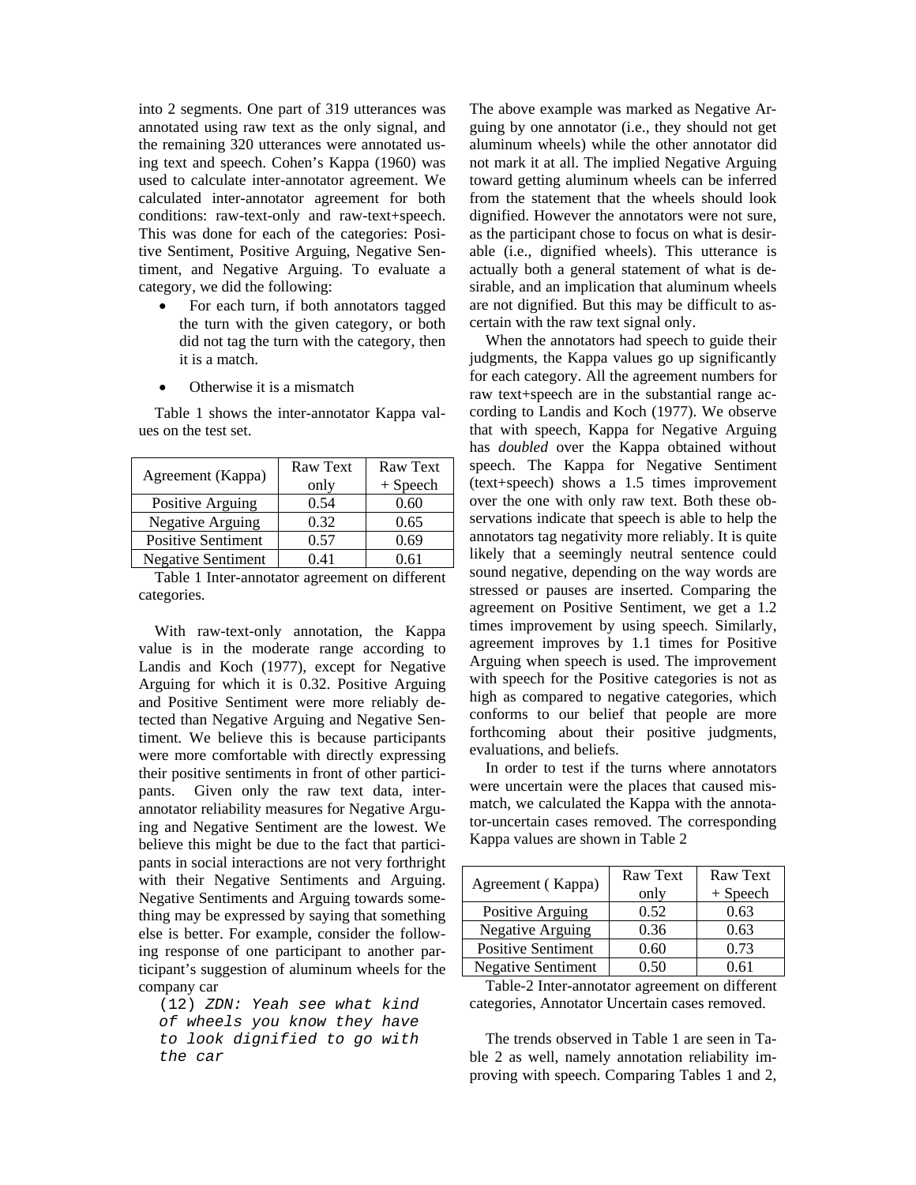into 2 segments. One part of 319 utterances was annotated using raw text as the only signal, and the remaining 320 utterances were annotated using text and speech. Cohen's Kappa (1960) was used to calculate inter-annotator agreement. We calculated inter-annotator agreement for both conditions: raw-text-only and raw-text+speech. This was done for each of the categories: Positive Sentiment, Positive Arguing, Negative Sentiment, and Negative Arguing. To evaluate a category, we did the following:

- For each turn, if both annotators tagged the turn with the given category, or both did not tag the turn with the category, then it is a match.
- Otherwise it is a mismatch

Table 1 shows the inter-annotator Kappa values on the test set.

| Agreement (Kappa) | Raw Text only | Raw Text + Speech |
|---|---|---|
| Positive Arguing | 0.54 | 0.60 |
| Negative Arguing | 0.32 | 0.65 |
| Positive Sentiment | 0.57 | 0.69 |
| Negative Sentiment | 0.41 | 0.61 |

Table 1 Inter-annotator agreement on different categories.

With raw-text-only annotation, the Kappa value is in the moderate range according to Landis and Koch (1977), except for Negative Arguing for which it is 0.32. Positive Arguing and Positive Sentiment were more reliably detected than Negative Arguing and Negative Sentiment. We believe this is because participants were more comfortable with directly expressing their positive sentiments in front of other participants. Given only the raw text data, inter-annotator reliability measures for Negative Arguing and Negative Sentiment are the lowest. We believe this might be due to the fact that participants in social interactions are not very forthright with their Negative Sentiments and Arguing. Negative Sentiments and Arguing towards something may be expressed by saying that something else is better. For example, consider the following response of one participant to another participant's suggestion of aluminum wheels for the company car

```
(12) ZDN: Yeah see what kind
of wheels you know they have
to look dignified to go with
the car
```

The above example was marked as Negative Arguing by one annotator (i.e., they should not get aluminum wheels) while the other annotator did not mark it at all. The implied Negative Arguing toward getting aluminum wheels can be inferred from the statement that the wheels should look dignified. However the annotators were not sure, as the participant chose to focus on what is desirable (i.e., dignified wheels). This utterance is actually both a general statement of what is desirable, and an implication that aluminum wheels are not dignified. But this may be difficult to ascertain with the raw text signal only.

When the annotators had speech to guide their judgments, the Kappa values go up significantly for each category. All the agreement numbers for raw text+speech are in the substantial range according to Landis and Koch (1977). We observe that with speech, Kappa for Negative Arguing has *doubled* over the Kappa obtained without speech. The Kappa for Negative Sentiment (text+speech) shows a 1.5 times improvement over the one with only raw text. Both these observations indicate that speech is able to help the annotators tag negativity more reliably. It is quite likely that a seemingly neutral sentence could sound negative, depending on the way words are stressed or pauses are inserted. Comparing the agreement on Positive Sentiment, we get a 1.2 times improvement by using speech. Similarly, agreement improves by 1.1 times for Positive Arguing when speech is used. The improvement with speech for the Positive categories is not as high as compared to negative categories, which conforms to our belief that people are more forthcoming about their positive judgments, evaluations, and beliefs.

In order to test if the turns where annotators were uncertain were the places that caused mismatch, we calculated the Kappa with the annotator-uncertain cases removed. The corresponding Kappa values are shown in Table 2

| Agreement ( Kappa) | Raw Text only | Raw Text + Speech |
|---|---|---|
| Positive Arguing | 0.52 | 0.63 |
| Negative Arguing | 0.36 | 0.63 |
| Positive Sentiment | 0.60 | 0.73 |
| Negative Sentiment | 0.50 | 0.61 |

Table-2 Inter-annotator agreement on different categories, Annotator Uncertain cases removed.

The trends observed in Table 1 are seen in Table 2 as well, namely annotation reliability improving with speech. Comparing Tables 1 and 2,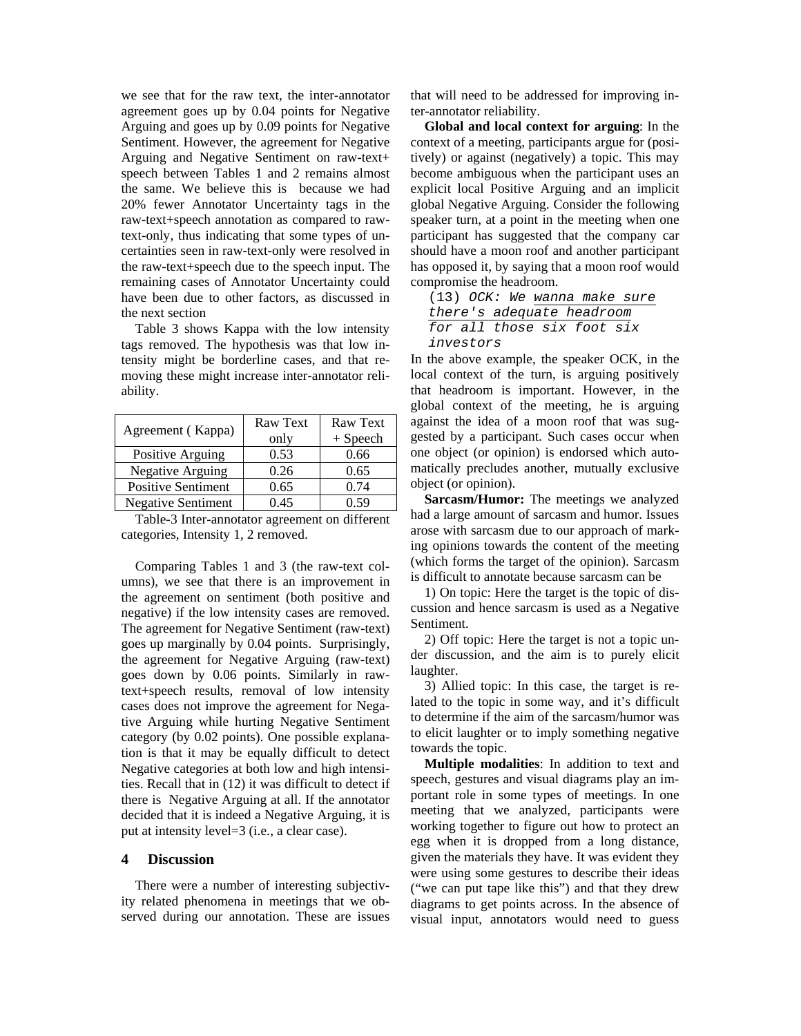we see that for the raw text, the inter-annotator agreement goes up by 0.04 points for Negative Arguing and goes up by 0.09 points for Negative Sentiment. However, the agreement for Negative Arguing and Negative Sentiment on raw-text+ speech between Tables 1 and 2 remains almost the same. We believe this is because we had 20% fewer Annotator Uncertainty tags in the raw-text+speech annotation as compared to raw-text-only, thus indicating that some types of uncertainties seen in raw-text-only were resolved in the raw-text+speech due to the speech input. The remaining cases of Annotator Uncertainty could have been due to other factors, as discussed in the next section

Table 3 shows Kappa with the low intensity tags removed. The hypothesis was that low intensity might be borderline cases, and that removing these might increase inter-annotator reliability.

| Agreement ( Kappa) | Raw Text only | Raw Text + Speech |
|---|---|---|
| Positive Arguing | 0.53 | 0.66 |
| Negative Arguing | 0.26 | 0.65 |
| Positive Sentiment | 0.65 | 0.74 |
| Negative Sentiment | 0.45 | 0.59 |

Table-3 Inter-annotator agreement on different categories, Intensity 1, 2 removed.

Comparing Tables 1 and 3 (the raw-text columns), we see that there is an improvement in the agreement on sentiment (both positive and negative) if the low intensity cases are removed. The agreement for Negative Sentiment (raw-text) goes up marginally by 0.04 points. Surprisingly, the agreement for Negative Arguing (raw-text) goes down by 0.06 points. Similarly in raw-text+speech results, removal of low intensity cases does not improve the agreement for Negative Arguing while hurting Negative Sentiment category (by 0.02 points). One possible explanation is that it may be equally difficult to detect Negative categories at both low and high intensities. Recall that in (12) it was difficult to detect if there is Negative Arguing at all. If the annotator decided that it is indeed a Negative Arguing, it is put at intensity level=3 (i.e., a clear case).

## 4 Discussion

There were a number of interesting subjectivity related phenomena in meetings that we observed during our annotation. These are issues that will need to be addressed for improving inter-annotator reliability.

**Global and local context for arguing**: In the context of a meeting, participants argue for (positively) or against (negatively) a topic. This may become ambiguous when the participant uses an explicit local Positive Arguing and an implicit global Negative Arguing. Consider the following speaker turn, at a point in the meeting when one participant has suggested that the company car should have a moon roof and another participant has opposed it, by saying that a moon roof would compromise the headroom.

(13) *OCK: We <u>wanna make sure there's adequate headroom for all those six foot six</u> investors*

In the above example, the speaker OCK, in the local context of the turn, is arguing positively that headroom is important. However, in the global context of the meeting, he is arguing against the idea of a moon roof that was suggested by a participant. Such cases occur when one object (or opinion) is endorsed which automatically precludes another, mutually exclusive object (or opinion).

**Sarcasm/Humor:** The meetings we analyzed had a large amount of sarcasm and humor. Issues arose with sarcasm due to our approach of marking opinions towards the content of the meeting (which forms the target of the opinion). Sarcasm is difficult to annotate because sarcasm can be

1) On topic: Here the target is the topic of discussion and hence sarcasm is used as a Negative Sentiment.

2) Off topic: Here the target is not a topic under discussion, and the aim is to purely elicit laughter.

3) Allied topic: In this case, the target is related to the topic in some way, and it's difficult to determine if the aim of the sarcasm/humor was to elicit laughter or to imply something negative towards the topic.

**Multiple modalities**: In addition to text and speech, gestures and visual diagrams play an important role in some types of meetings. In one meeting that we analyzed, participants were working together to figure out how to protect an egg when it is dropped from a long distance, given the materials they have. It was evident they were using some gestures to describe their ideas ("we can put tape like this") and that they drew diagrams to get points across. In the absence of visual input, annotators would need to guess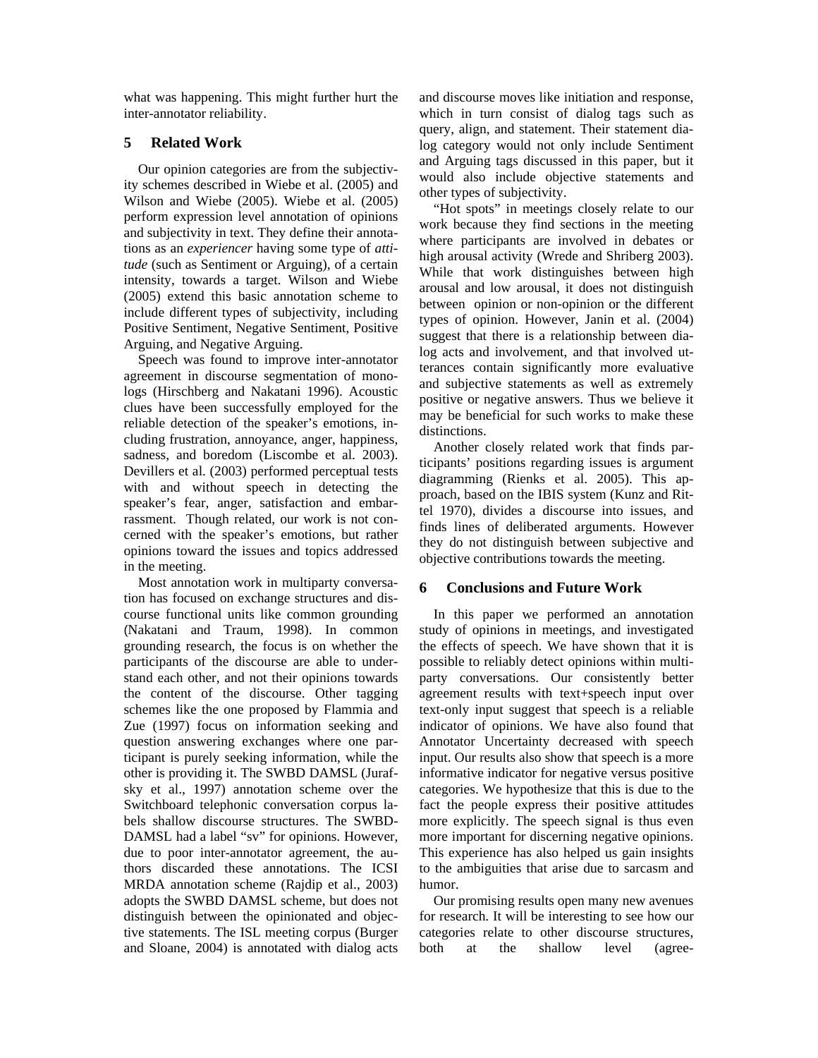what was happening. This might further hurt the inter-annotator reliability.

## 5 Related Work

Our opinion categories are from the subjectivity schemes described in Wiebe et al. (2005) and Wilson and Wiebe (2005). Wiebe et al. (2005) perform expression level annotation of opinions and subjectivity in text. They define their annotations as an *experiencer* having some type of *attitude* (such as Sentiment or Arguing), of a certain intensity, towards a target. Wilson and Wiebe (2005) extend this basic annotation scheme to include different types of subjectivity, including Positive Sentiment, Negative Sentiment, Positive Arguing, and Negative Arguing.

Speech was found to improve inter-annotator agreement in discourse segmentation of monologs (Hirschberg and Nakatani 1996). Acoustic clues have been successfully employed for the reliable detection of the speaker's emotions, including frustration, annoyance, anger, happiness, sadness, and boredom (Liscombe et al. 2003). Devillers et al. (2003) performed perceptual tests with and without speech in detecting the speaker's fear, anger, satisfaction and embarrassment. Though related, our work is not concerned with the speaker's emotions, but rather opinions toward the issues and topics addressed in the meeting.

Most annotation work in multiparty conversation has focused on exchange structures and discourse functional units like common grounding (Nakatani and Traum, 1998). In common grounding research, the focus is on whether the participants of the discourse are able to understand each other, and not their opinions towards the content of the discourse. Other tagging schemes like the one proposed by Flammia and Zue (1997) focus on information seeking and question answering exchanges where one participant is purely seeking information, while the other is providing it. The SWBD DAMSL (Jurafsky et al., 1997) annotation scheme over the Switchboard telephonic conversation corpus labels shallow discourse structures. The SWBD-DAMSL had a label "sv" for opinions. However, due to poor inter-annotator agreement, the authors discarded these annotations. The ICSI MRDA annotation scheme (Rajdip et al., 2003) adopts the SWBD DAMSL scheme, but does not distinguish between the opinionated and objective statements. The ISL meeting corpus (Burger and Sloane, 2004) is annotated with dialog acts and discourse moves like initiation and response, which in turn consist of dialog tags such as query, align, and statement. Their statement dialog category would not only include Sentiment and Arguing tags discussed in this paper, but it would also include objective statements and other types of subjectivity.

"Hot spots" in meetings closely relate to our work because they find sections in the meeting where participants are involved in debates or high arousal activity (Wrede and Shriberg 2003). While that work distinguishes between high arousal and low arousal, it does not distinguish between opinion or non-opinion or the different types of opinion. However, Janin et al. (2004) suggest that there is a relationship between dialog acts and involvement, and that involved utterances contain significantly more evaluative and subjective statements as well as extremely positive or negative answers. Thus we believe it may be beneficial for such works to make these distinctions.

Another closely related work that finds participants' positions regarding issues is argument diagramming (Rienks et al. 2005). This approach, based on the IBIS system (Kunz and Rittel 1970), divides a discourse into issues, and finds lines of deliberated arguments. However they do not distinguish between subjective and objective contributions towards the meeting.

## 6 Conclusions and Future Work

In this paper we performed an annotation study of opinions in meetings, and investigated the effects of speech. We have shown that it is possible to reliably detect opinions within multiparty conversations. Our consistently better agreement results with text+speech input over text-only input suggest that speech is a reliable indicator of opinions. We have also found that Annotator Uncertainty decreased with speech input. Our results also show that speech is a more informative indicator for negative versus positive categories. We hypothesize that this is due to the fact the people express their positive attitudes more explicitly. The speech signal is thus even more important for discerning negative opinions. This experience has also helped us gain insights to the ambiguities that arise due to sarcasm and humor.

Our promising results open many new avenues for research. It will be interesting to see how our categories relate to other discourse structures, both at the shallow level (agree-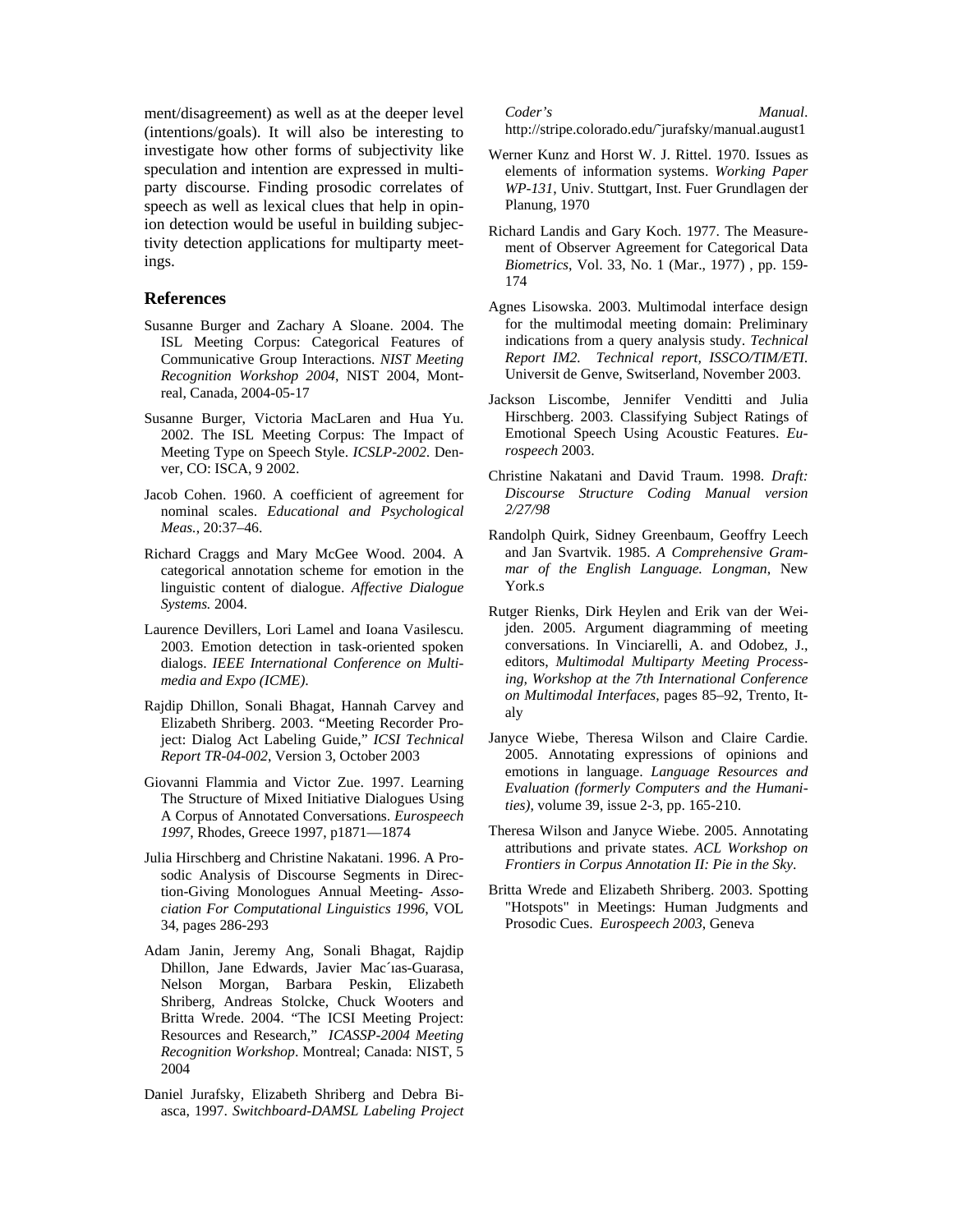ment/disagreement) as well as at the deeper level (intentions/goals). It will also be interesting to investigate how other forms of subjectivity like speculation and intention are expressed in multi-party discourse. Finding prosodic correlates of speech as well as lexical clues that help in opinion detection would be useful in building subjectivity detection applications for multiparty meetings.

## References

Susanne Burger and Zachary A Sloane. 2004. The ISL Meeting Corpus: Categorical Features of Communicative Group Interactions. *NIST Meeting Recognition Workshop 2004*, NIST 2004, Montreal, Canada, 2004-05-17

Susanne Burger, Victoria MacLaren and Hua Yu. 2002. The ISL Meeting Corpus: The Impact of Meeting Type on Speech Style. *ICSLP-2002*. Denver, CO: ISCA, 9 2002.

Jacob Cohen. 1960. A coefficient of agreement for nominal scales. *Educational and Psychological Meas.*, 20:37–46.

Richard Craggs and Mary McGee Wood. 2004. A categorical annotation scheme for emotion in the linguistic content of dialogue. *Affective Dialogue Systems.* 2004.

Laurence Devillers, Lori Lamel and Ioana Vasilescu. 2003. Emotion detection in task-oriented spoken dialogs. *IEEE International Conference on Multimedia and Expo (ICME)*.

Rajdip Dhillon, Sonali Bhagat, Hannah Carvey and Elizabeth Shriberg. 2003. "Meeting Recorder Project: Dialog Act Labeling Guide," *ICSI Technical Report TR-04-002*, Version 3, October 2003

Giovanni Flammia and Victor Zue. 1997. Learning The Structure of Mixed Initiative Dialogues Using A Corpus of Annotated Conversations. *Eurospeech 1997*, Rhodes, Greece 1997, p1871—1874

Julia Hirschberg and Christine Nakatani. 1996. A Prosodic Analysis of Discourse Segments in Direction-Giving Monologues Annual Meeting- *Association For Computational Linguistics 1996*, VOL 34, pages 286-293

Adam Janin, Jeremy Ang, Sonali Bhagat, Rajdip Dhillon, Jane Edwards, Javier Mac´ıas-Guarasa, Nelson Morgan, Barbara Peskin, Elizabeth Shriberg, Andreas Stolcke, Chuck Wooters and Britta Wrede. 2004. "The ICSI Meeting Project: Resources and Research," *ICASSP-2004 Meeting Recognition Workshop*. Montreal; Canada: NIST, 5 2004

Daniel Jurafsky, Elizabeth Shriberg and Debra Biasca, 1997. *Switchboard-DAMSL Labeling Project Coder's Manual*. http://stripe.colorado.edu/~jurafsky/manual.august1

Werner Kunz and Horst W. J. Rittel. 1970. Issues as elements of information systems. *Working Paper WP-131*, Univ. Stuttgart, Inst. Fuer Grundlagen der Planung, 1970

Richard Landis and Gary Koch. 1977. The Measurement of Observer Agreement for Categorical Data *Biometrics*, Vol. 33, No. 1 (Mar., 1977) , pp. 159-174

Agnes Lisowska. 2003. Multimodal interface design for the multimodal meeting domain: Preliminary indications from a query analysis study. *Technical Report IM2. Technical report, ISSCO/TIM/ETI.* Universit de Genve, Switserland, November 2003.

Jackson Liscombe, Jennifer Venditti and Julia Hirschberg. 2003. Classifying Subject Ratings of Emotional Speech Using Acoustic Features. *Eurospeech* 2003.

Christine Nakatani and David Traum. 1998. *Draft: Discourse Structure Coding Manual version 2/27/98*

Randolph Quirk, Sidney Greenbaum, Geoffry Leech and Jan Svartvik. 1985. *A Comprehensive Grammar of the English Language. Longman*, New York.s

Rutger Rienks, Dirk Heylen and Erik van der Weijden. 2005. Argument diagramming of meeting conversations. In Vinciarelli, A. and Odobez, J., editors, *Multimodal Multiparty Meeting Processing, Workshop at the 7th International Conference on Multimodal Interfaces*, pages 85–92, Trento, Italy

Janyce Wiebe, Theresa Wilson and Claire Cardie. 2005. Annotating expressions of opinions and emotions in language. *Language Resources and Evaluation (formerly Computers and the Humanities)*, volume 39, issue 2-3, pp. 165-210.

Theresa Wilson and Janyce Wiebe. 2005. Annotating attributions and private states. *ACL Workshop on Frontiers in Corpus Annotation II: Pie in the Sky*.

Britta Wrede and Elizabeth Shriberg. 2003. Spotting "Hotspots" in Meetings: Human Judgments and Prosodic Cues. *Eurospeech 2003*, Geneva